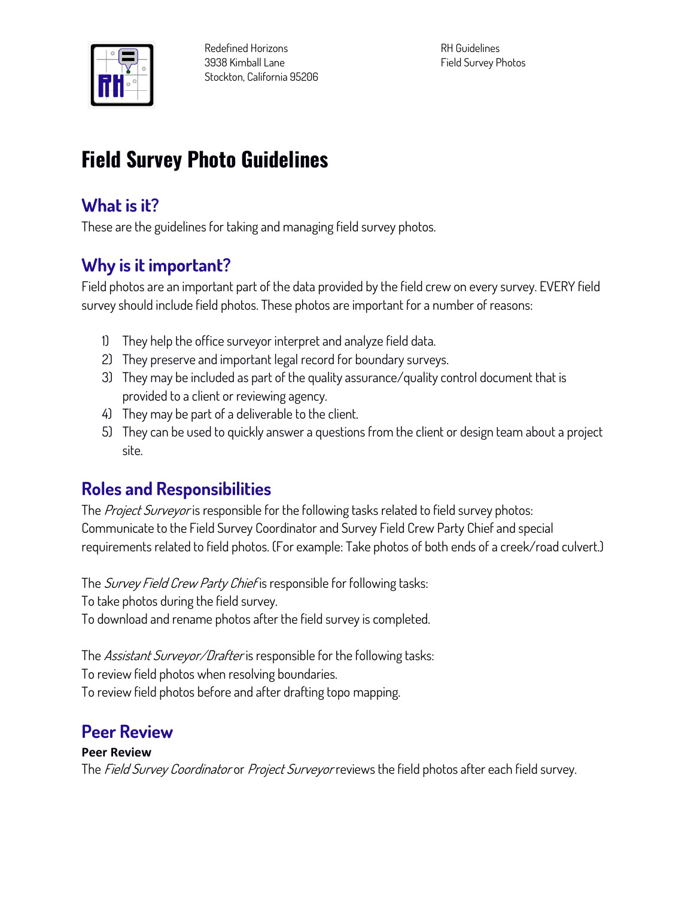Redefined Horizons
3938 Kimball Lane
Stockton, California 95206

RH Guidelines
Field Survey Photos

# Field Survey Photo Guidelines

## What is it?

These are the guidelines for taking and managing field survey photos.

## Why is it important?

Field photos are an important part of the data provided by the field crew on every survey. EVERY field survey should include field photos. These photos are important for a number of reasons:

1) They help the office surveyor interpret and analyze field data.
2) They preserve and important legal record for boundary surveys.
3) They may be included as part of the quality assurance/quality control document that is provided to a client or reviewing agency.
4) They may be part of a deliverable to the client.
5) They can be used to quickly answer a questions from the client or design team about a project site.

## Roles and Responsibilities

The *Project Surveyor* is responsible for the following tasks related to field survey photos:
Communicate to the Field Survey Coordinator and Survey Field Crew Party Chief and special requirements related to field photos. (For example: Take photos of both ends of a creek/road culvert.)

The *Survey Field Crew Party Chief* is responsible for following tasks:
To take photos during the field survey.
To download and rename photos after the field survey is completed.

The *Assistant Surveyor/Drafter* is responsible for the following tasks:
To review field photos when resolving boundaries.
To review field photos before and after drafting topo mapping.

## Peer Review

**Peer Review**

The *Field Survey Coordinator* or *Project Surveyor* reviews the field photos after each field survey.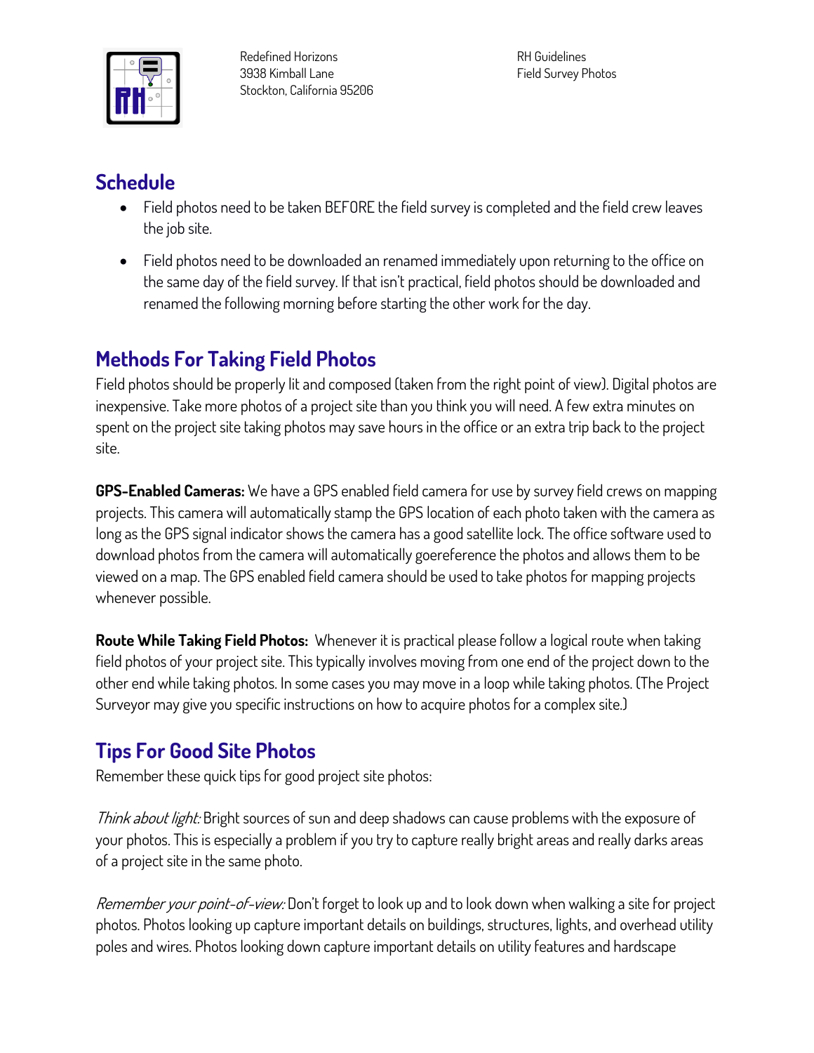## Schedule

- Field photos need to be taken BEFORE the field survey is completed and the field crew leaves the job site.
- Field photos need to be downloaded an renamed immediately upon returning to the office on the same day of the field survey. If that isn't practical, field photos should be downloaded and renamed the following morning before starting the other work for the day.

## Methods For Taking Field Photos

Field photos should be properly lit and composed (taken from the right point of view). Digital photos are inexpensive. Take more photos of a project site than you think you will need. A few extra minutes on spent on the project site taking photos may save hours in the office or an extra trip back to the project site.

**GPS-Enabled Cameras:** We have a GPS enabled field camera for use by survey field crews on mapping projects. This camera will automatically stamp the GPS location of each photo taken with the camera as long as the GPS signal indicator shows the camera has a good satellite lock. The office software used to download photos from the camera will automatically goereference the photos and allows them to be viewed on a map. The GPS enabled field camera should be used to take photos for mapping projects whenever possible.

**Route While Taking Field Photos:** Whenever it is practical please follow a logical route when taking field photos of your project site. This typically involves moving from one end of the project down to the other end while taking photos. In some cases you may move in a loop while taking photos. (The Project Surveyor may give you specific instructions on how to acquire photos for a complex site.)

## Tips For Good Site Photos

Remember these quick tips for good project site photos:

*Think about light:* Bright sources of sun and deep shadows can cause problems with the exposure of your photos. This is especially a problem if you try to capture really bright areas and really darks areas of a project site in the same photo.

*Remember your point-of-view:* Don't forget to look up and to look down when walking a site for project photos. Photos looking up capture important details on buildings, structures, lights, and overhead utility poles and wires. Photos looking down capture important details on utility features and hardscape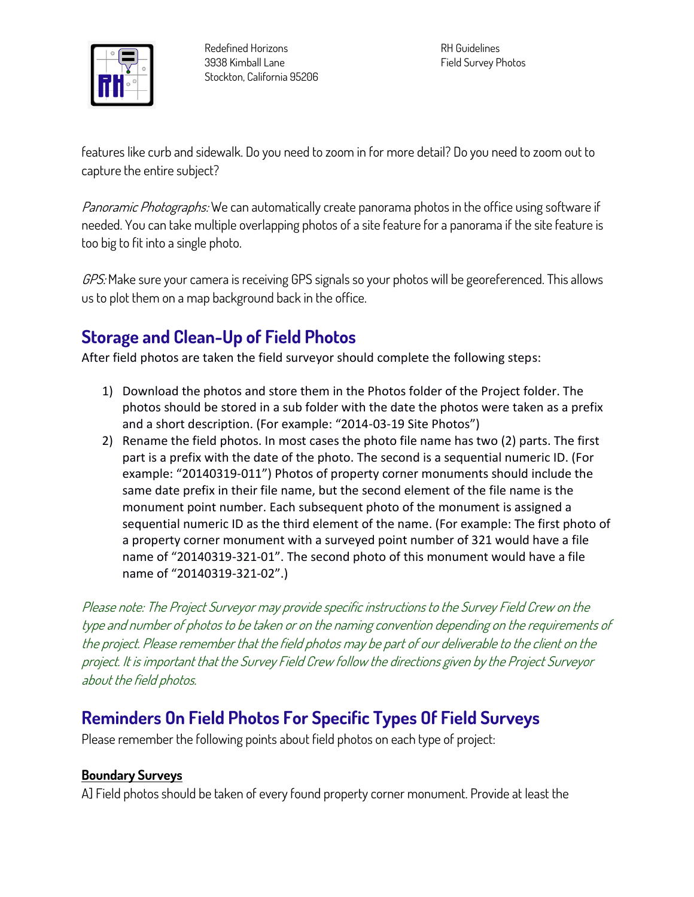features like curb and sidewalk. Do you need to zoom in for more detail? Do you need to zoom out to capture the entire subject?

*Panoramic Photographs:* We can automatically create panorama photos in the office using software if needed. You can take multiple overlapping photos of a site feature for a panorama if the site feature is too big to fit into a single photo.

*GPS:* Make sure your camera is receiving GPS signals so your photos will be georeferenced. This allows us to plot them on a map background back in the office.

## Storage and Clean-Up of Field Photos

After field photos are taken the field surveyor should complete the following steps:

1) Download the photos and store them in the Photos folder of the Project folder. The photos should be stored in a sub folder with the date the photos were taken as a prefix and a short description. (For example: "2014-03-19 Site Photos")
2) Rename the field photos. In most cases the photo file name has two (2) parts. The first part is a prefix with the date of the photo. The second is a sequential numeric ID. (For example: "20140319-011") Photos of property corner monuments should include the same date prefix in their file name, but the second element of the file name is the monument point number. Each subsequent photo of the monument is assigned a sequential numeric ID as the third element of the name. (For example: The first photo of a property corner monument with a surveyed point number of 321 would have a file name of "20140319-321-01". The second photo of this monument would have a file name of "20140319-321-02".)

*Please note: The Project Surveyor may provide specific instructions to the Survey Field Crew on the type and number of photos to be taken or on the naming convention depending on the requirements of the project. Please remember that the field photos may be part of our deliverable to the client on the project. It is important that the Survey Field Crew follow the directions given by the Project Surveyor about the field photos.*

## Reminders On Field Photos For Specific Types Of Field Surveys

Please remember the following points about field photos on each type of project:

### <u>Boundary Surveys</u>

A] Field photos should be taken of every found property corner monument. Provide at least the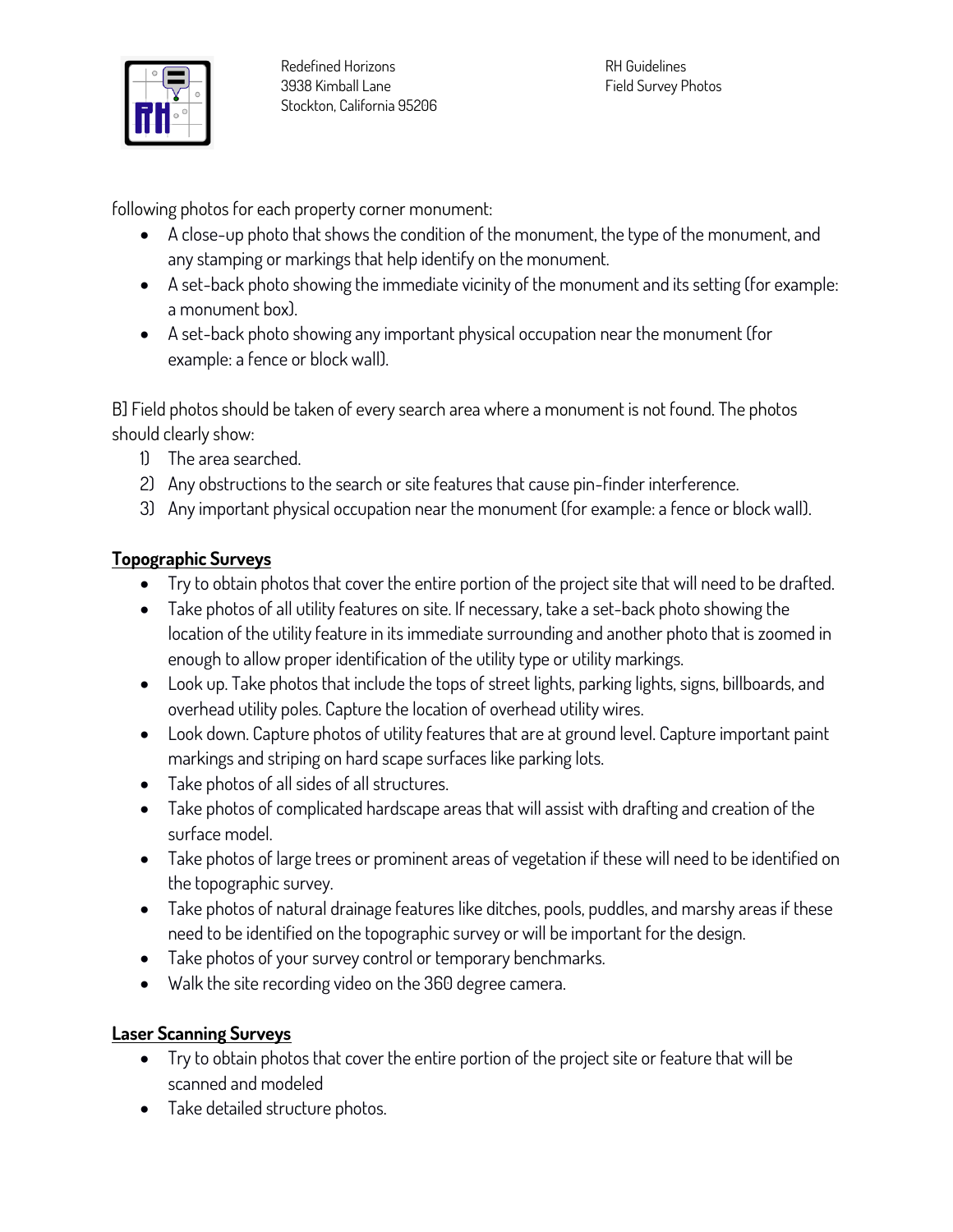following photos for each property corner monument:

- A close-up photo that shows the condition of the monument, the type of the monument, and any stamping or markings that help identify on the monument.
- A set-back photo showing the immediate vicinity of the monument and its setting (for example: a monument box).
- A set-back photo showing any important physical occupation near the monument (for example: a fence or block wall).

B] Field photos should be taken of every search area where a monument is not found. The photos should clearly show:

1) The area searched.
2) Any obstructions to the search or site features that cause pin-finder interference.
3) Any important physical occupation near the monument (for example: a fence or block wall).

## Topographic Surveys

- Try to obtain photos that cover the entire portion of the project site that will need to be drafted.
- Take photos of all utility features on site. If necessary, take a set-back photo showing the location of the utility feature in its immediate surrounding and another photo that is zoomed in enough to allow proper identification of the utility type or utility markings.
- Look up. Take photos that include the tops of street lights, parking lights, signs, billboards, and overhead utility poles. Capture the location of overhead utility wires.
- Look down. Capture photos of utility features that are at ground level. Capture important paint markings and striping on hard scape surfaces like parking lots.
- Take photos of all sides of all structures.
- Take photos of complicated hardscape areas that will assist with drafting and creation of the surface model.
- Take photos of large trees or prominent areas of vegetation if these will need to be identified on the topographic survey.
- Take photos of natural drainage features like ditches, pools, puddles, and marshy areas if these need to be identified on the topographic survey or will be important for the design.
- Take photos of your survey control or temporary benchmarks.
- Walk the site recording video on the 360 degree camera.

## Laser Scanning Surveys

- Try to obtain photos that cover the entire portion of the project site or feature that will be scanned and modeled
- Take detailed structure photos.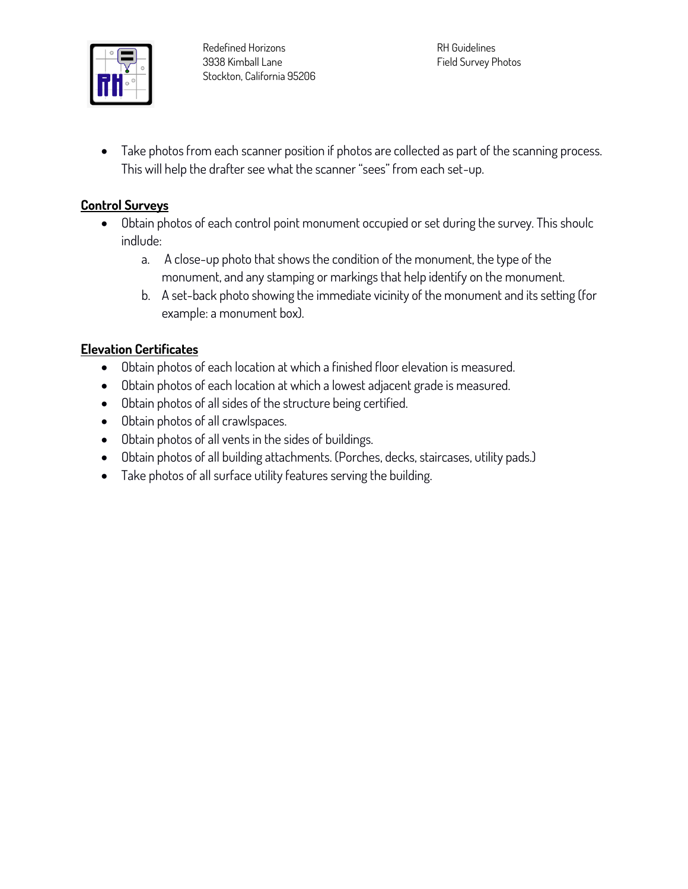- Take photos from each scanner position if photos are collected as part of the scanning process. This will help the drafter see what the scanner "sees" from each set-up.

**Control Surveys**

- Obtain photos of each control point monument occupied or set during the survey. This shoulc indlude:
  - a. A close-up photo that shows the condition of the monument, the type of the monument, and any stamping or markings that help identify on the monument.
  - b. A set-back photo showing the immediate vicinity of the monument and its setting (for example: a monument box).

**Elevation Certificates**

- Obtain photos of each location at which a finished floor elevation is measured.
- Obtain photos of each location at which a lowest adjacent grade is measured.
- Obtain photos of all sides of the structure being certified.
- Obtain photos of all crawlspaces.
- Obtain photos of all vents in the sides of buildings.
- Obtain photos of all building attachments. (Porches, decks, staircases, utility pads.)
- Take photos of all surface utility features serving the building.